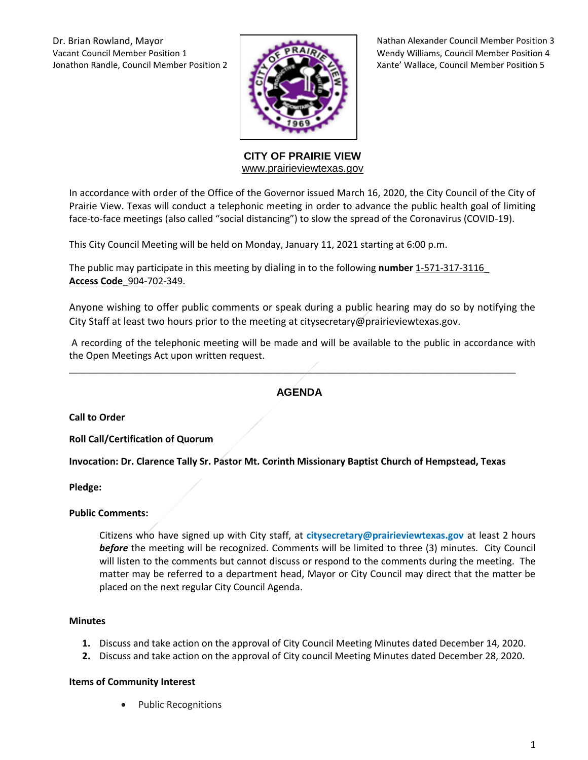Dr. Brian Rowland, Mayor
Vacant Council Member Position 1
Jonathon Randle, Council Member Position 2

Nathan Alexander Council Member Position 3
Wendy Williams, Council Member Position 4
Xante' Wallace, Council Member Position 5

# CITY OF PRAIRIE VIEW

www.prairieviewtexas.gov

In accordance with order of the Office of the Governor issued March 16, 2020, the City Council of the City of Prairie View. Texas will conduct a telephonic meeting in order to advance the public health goal of limiting face-to-face meetings (also called "social distancing") to slow the spread of the Coronavirus (COVID-19).

This City Council Meeting will be held on Monday, January 11, 2021 starting at 6:00 p.m.

The public may participate in this meeting by dialing in to the following **number** 1-571-317-3116_ **Access Code**_904-702-349.

Anyone wishing to offer public comments or speak during a public hearing may do so by notifying the City Staff at least two hours prior to the meeting at citysecretary@prairieviewtexas.gov.

A recording of the telephonic meeting will be made and will be available to the public in accordance with the Open Meetings Act upon written request.

---

## AGENDA

**Call to Order**

**Roll Call/Certification of Quorum**

**Invocation: Dr. Clarence Tally Sr. Pastor Mt. Corinth Missionary Baptist Church of Hempstead, Texas**

**Pledge:**

**Public Comments:**

Citizens who have signed up with City staff, at **citysecretary@prairieviewtexas.gov** at least 2 hours ***before*** the meeting will be recognized. Comments will be limited to three (3) minutes. City Council will listen to the comments but cannot discuss or respond to the comments during the meeting. The matter may be referred to a department head, Mayor or City Council may direct that the matter be placed on the next regular City Council Agenda.

**Minutes**

1. Discuss and take action on the approval of City Council Meeting Minutes dated December 14, 2020.
2. Discuss and take action on the approval of City council Meeting Minutes dated December 28, 2020.

**Items of Community Interest**

- Public Recognitions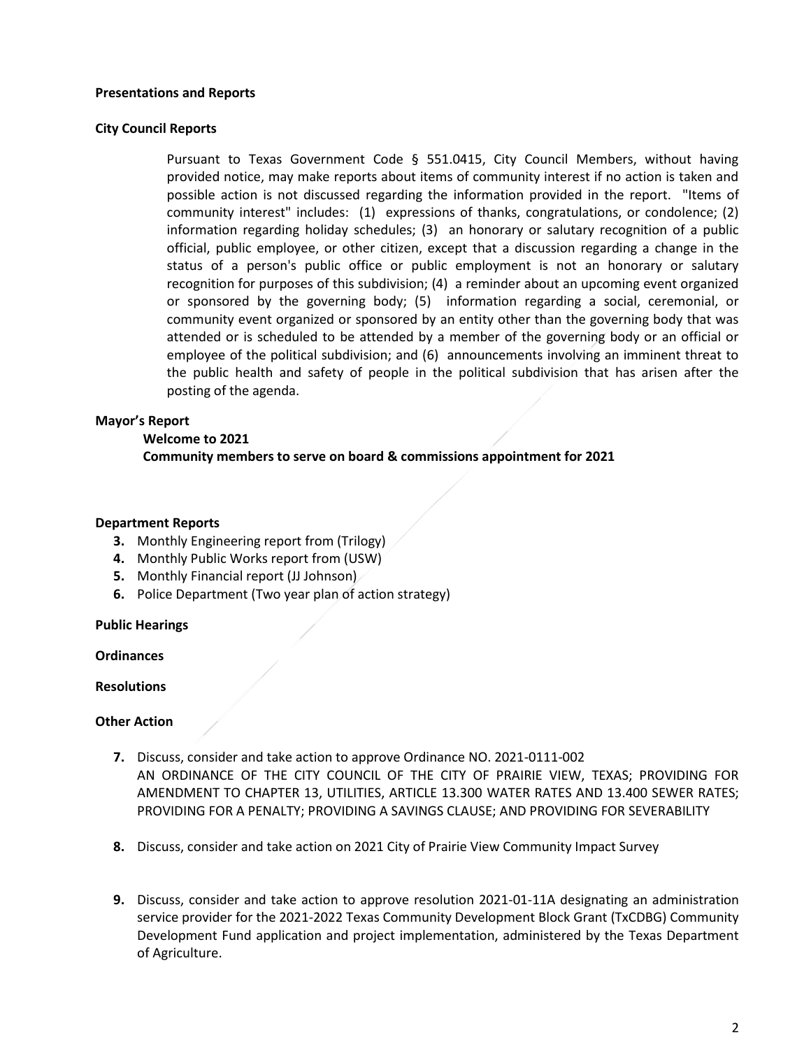**Presentations and Reports**

**City Council Reports**

Pursuant to Texas Government Code § 551.0415, City Council Members, without having provided notice, may make reports about items of community interest if no action is taken and possible action is not discussed regarding the information provided in the report. "Items of community interest" includes: (1) expressions of thanks, congratulations, or condolence; (2) information regarding holiday schedules; (3) an honorary or salutary recognition of a public official, public employee, or other citizen, except that a discussion regarding a change in the status of a person's public office or public employment is not an honorary or salutary recognition for purposes of this subdivision; (4) a reminder about an upcoming event organized or sponsored by the governing body; (5) information regarding a social, ceremonial, or community event organized or sponsored by an entity other than the governing body that was attended or is scheduled to be attended by a member of the governing body or an official or employee of the political subdivision; and (6) announcements involving an imminent threat to the public health and safety of people in the political subdivision that has arisen after the posting of the agenda.

**Mayor's Report**

**Welcome to 2021**

**Community members to serve on board & commissions appointment for 2021**

**Department Reports**

3. Monthly Engineering report from (Trilogy)
4. Monthly Public Works report from (USW)
5. Monthly Financial report (JJ Johnson)
6. Police Department (Two year plan of action strategy)

**Public Hearings**

**Ordinances**

**Resolutions**

**Other Action**

7. Discuss, consider and take action to approve Ordinance NO. 2021-0111-002
   AN ORDINANCE OF THE CITY COUNCIL OF THE CITY OF PRAIRIE VIEW, TEXAS; PROVIDING FOR AMENDMENT TO CHAPTER 13, UTILITIES, ARTICLE 13.300 WATER RATES AND 13.400 SEWER RATES; PROVIDING FOR A PENALTY; PROVIDING A SAVINGS CLAUSE; AND PROVIDING FOR SEVERABILITY

8. Discuss, consider and take action on 2021 City of Prairie View Community Impact Survey

9. Discuss, consider and take action to approve resolution 2021-01-11A designating an administration service provider for the 2021-2022 Texas Community Development Block Grant (TxCDBG) Community Development Fund application and project implementation, administered by the Texas Department of Agriculture.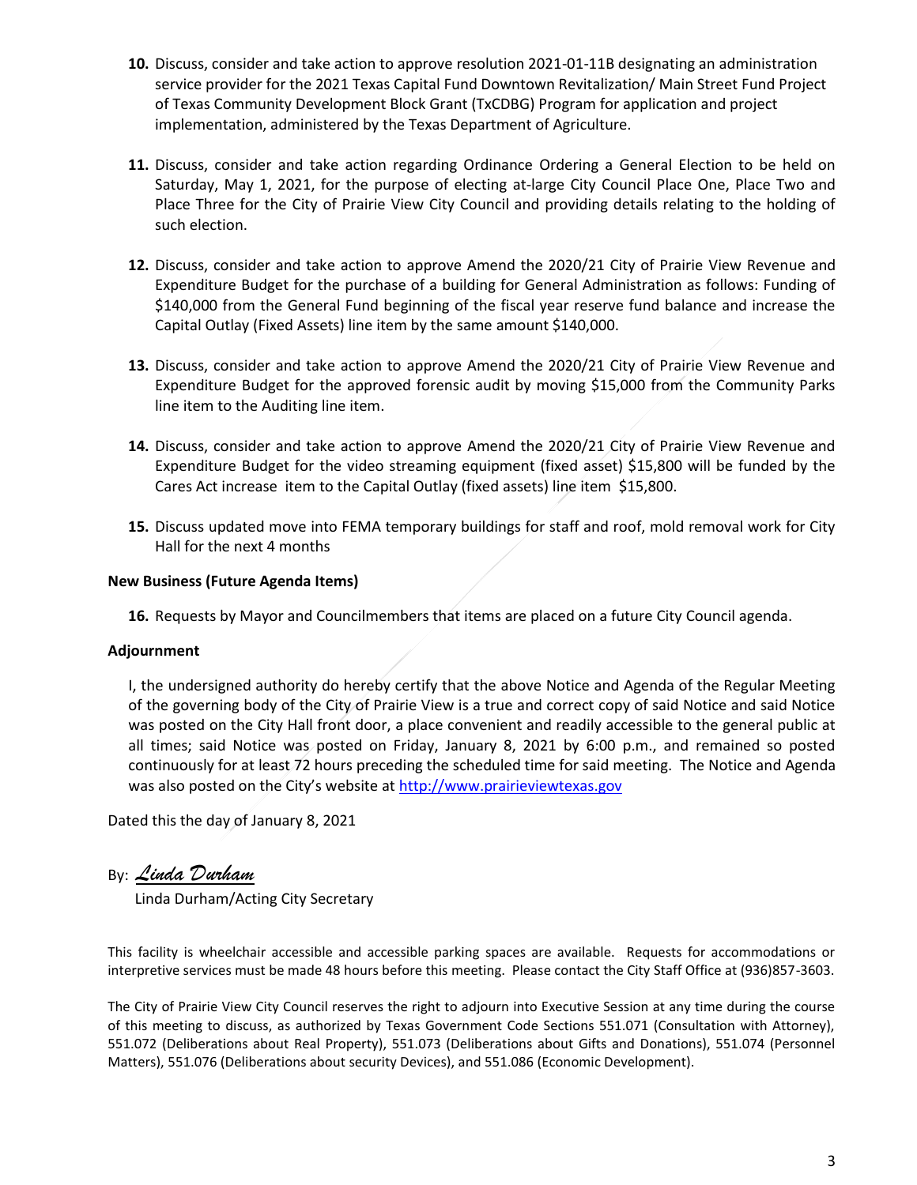10. Discuss, consider and take action to approve resolution 2021-01-11B designating an administration service provider for the 2021 Texas Capital Fund Downtown Revitalization/ Main Street Fund Project of Texas Community Development Block Grant (TxCDBG) Program for application and project implementation, administered by the Texas Department of Agriculture.

11. Discuss, consider and take action regarding Ordinance Ordering a General Election to be held on Saturday, May 1, 2021, for the purpose of electing at-large City Council Place One, Place Two and Place Three for the City of Prairie View City Council and providing details relating to the holding of such election.

12. Discuss, consider and take action to approve Amend the 2020/21 City of Prairie View Revenue and Expenditure Budget for the purchase of a building for General Administration as follows: Funding of $140,000 from the General Fund beginning of the fiscal year reserve fund balance and increase the Capital Outlay (Fixed Assets) line item by the same amount $140,000.

13. Discuss, consider and take action to approve Amend the 2020/21 City of Prairie View Revenue and Expenditure Budget for the approved forensic audit by moving $15,000 from the Community Parks line item to the Auditing line item.

14. Discuss, consider and take action to approve Amend the 2020/21 City of Prairie View Revenue and Expenditure Budget for the video streaming equipment (fixed asset) $15,800 will be funded by the Cares Act increase item to the Capital Outlay (fixed assets) line item $15,800.

15. Discuss updated move into FEMA temporary buildings for staff and roof, mold removal work for City Hall for the next 4 months

**New Business (Future Agenda Items)**

16. Requests by Mayor and Councilmembers that items are placed on a future City Council agenda.

**Adjournment**

I, the undersigned authority do hereby certify that the above Notice and Agenda of the Regular Meeting of the governing body of the City of Prairie View is a true and correct copy of said Notice and said Notice was posted on the City Hall front door, a place convenient and readily accessible to the general public at all times; said Notice was posted on Friday, January 8, 2021 by 6:00 p.m., and remained so posted continuously for at least 72 hours preceding the scheduled time for said meeting. The Notice and Agenda was also posted on the City's website at http://www.prairieviewtexas.gov

Dated this the day of January 8, 2021

By: *Linda Durham*

Linda Durham/Acting City Secretary

This facility is wheelchair accessible and accessible parking spaces are available. Requests for accommodations or interpretive services must be made 48 hours before this meeting. Please contact the City Staff Office at (936)857-3603.

The City of Prairie View City Council reserves the right to adjourn into Executive Session at any time during the course of this meeting to discuss, as authorized by Texas Government Code Sections 551.071 (Consultation with Attorney), 551.072 (Deliberations about Real Property), 551.073 (Deliberations about Gifts and Donations), 551.074 (Personnel Matters), 551.076 (Deliberations about security Devices), and 551.086 (Economic Development).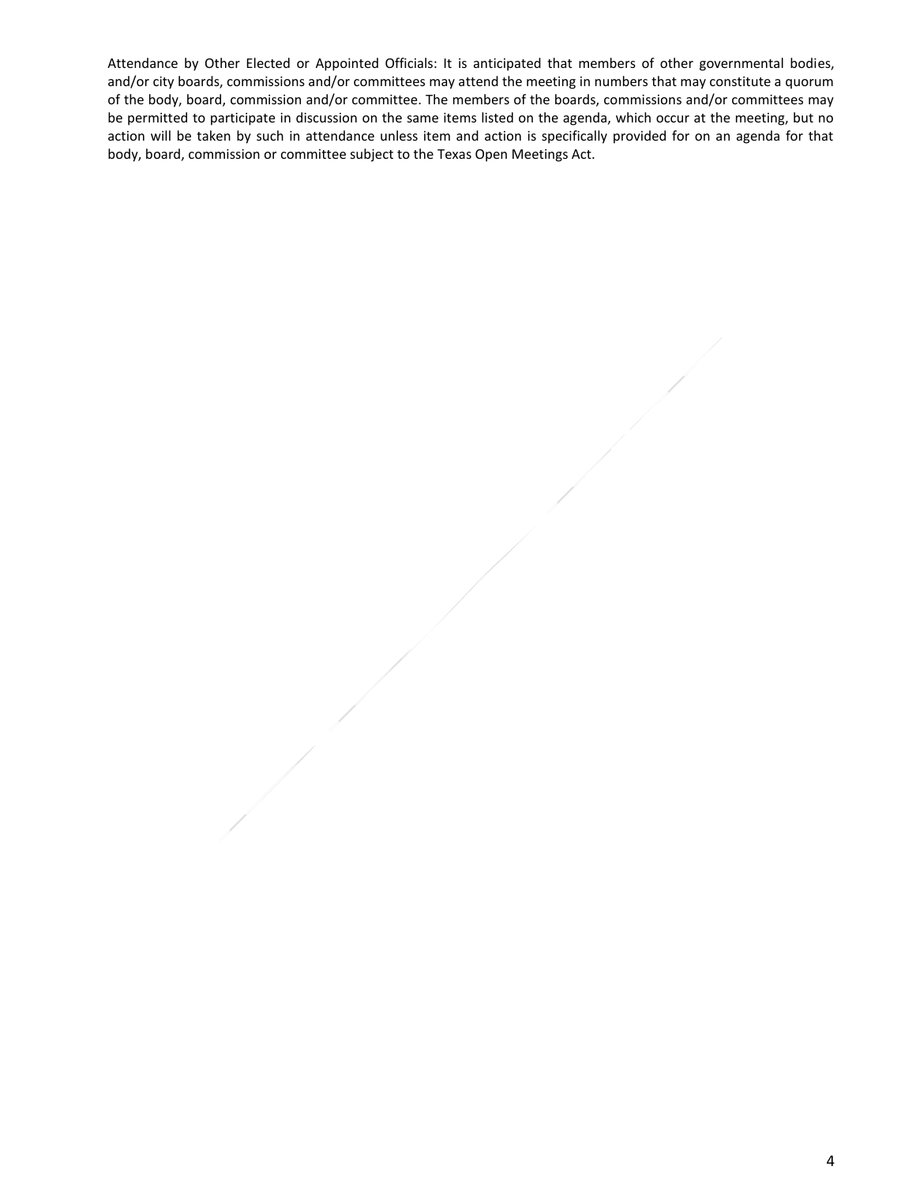Attendance by Other Elected or Appointed Officials: It is anticipated that members of other governmental bodies, and/or city boards, commissions and/or committees may attend the meeting in numbers that may constitute a quorum of the body, board, commission and/or committee. The members of the boards, commissions and/or committees may be permitted to participate in discussion on the same items listed on the agenda, which occur at the meeting, but no action will be taken by such in attendance unless item and action is specifically provided for on an agenda for that body, board, commission or committee subject to the Texas Open Meetings Act.